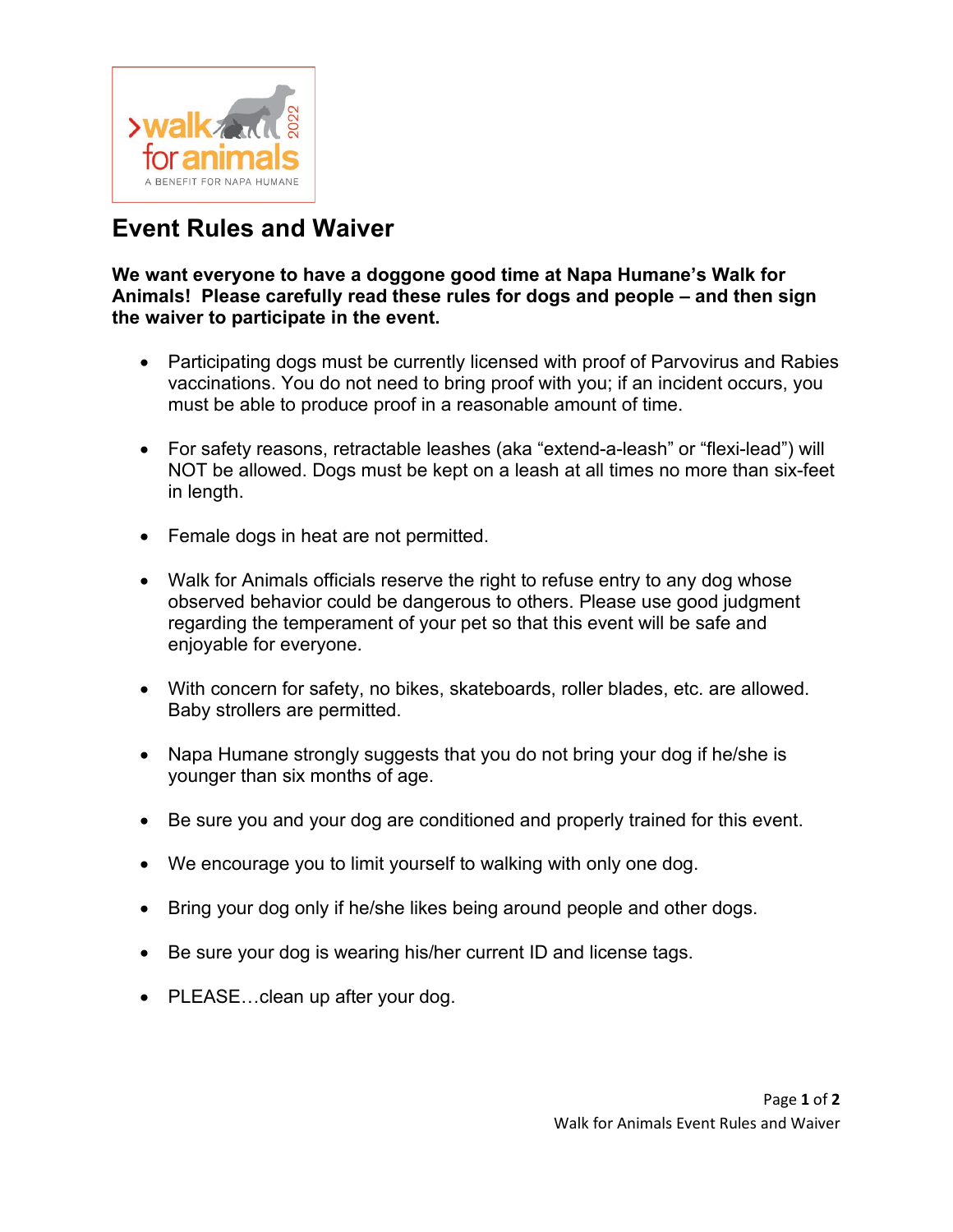# Event Rules and Waiver

**We want everyone to have a doggone good time at Napa Humane's Walk for Animals! Please carefully read these rules for dogs and people – and then sign the waiver to participate in the event.**

- Participating dogs must be currently licensed with proof of Parvovirus and Rabies vaccinations. You do not need to bring proof with you; if an incident occurs, you must be able to produce proof in a reasonable amount of time.
- For safety reasons, retractable leashes (aka "extend-a-leash" or "flexi-lead") will NOT be allowed. Dogs must be kept on a leash at all times no more than six-feet in length.
- Female dogs in heat are not permitted.
- Walk for Animals officials reserve the right to refuse entry to any dog whose observed behavior could be dangerous to others. Please use good judgment regarding the temperament of your pet so that this event will be safe and enjoyable for everyone.
- With concern for safety, no bikes, skateboards, roller blades, etc. are allowed. Baby strollers are permitted.
- Napa Humane strongly suggests that you do not bring your dog if he/she is younger than six months of age.
- Be sure you and your dog are conditioned and properly trained for this event.
- We encourage you to limit yourself to walking with only one dog.
- Bring your dog only if he/she likes being around people and other dogs.
- Be sure your dog is wearing his/her current ID and license tags.
- PLEASE…clean up after your dog.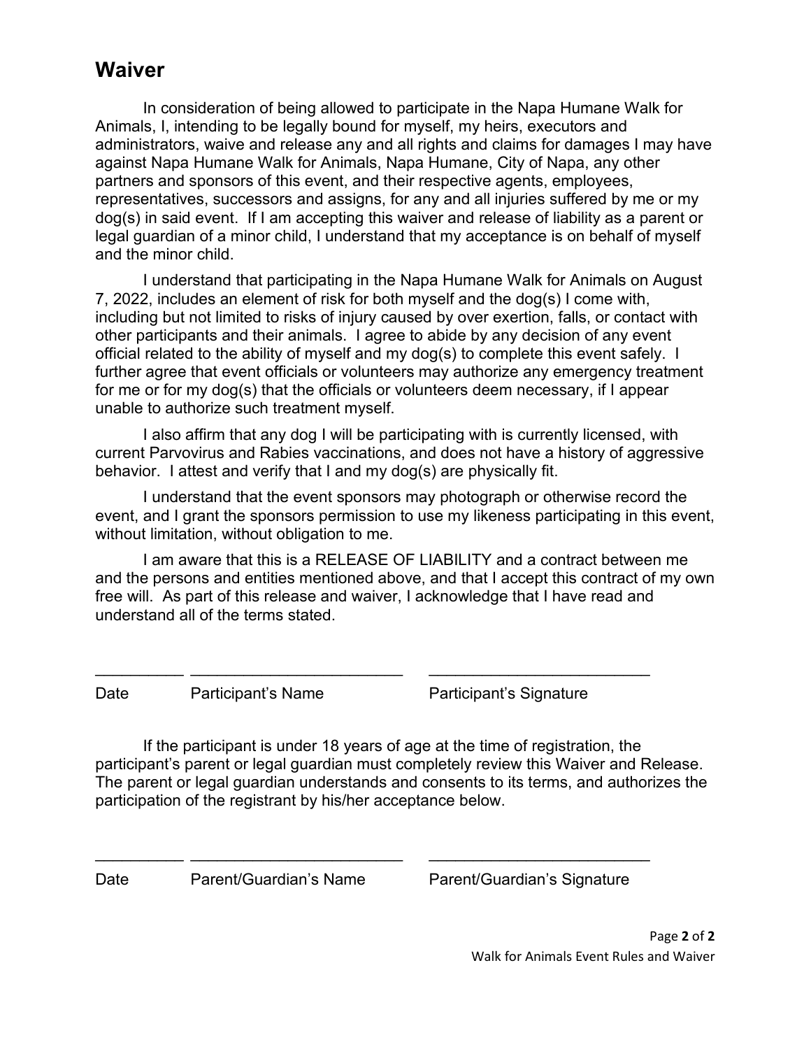## Waiver

In consideration of being allowed to participate in the Napa Humane Walk for Animals, I, intending to be legally bound for myself, my heirs, executors and administrators, waive and release any and all rights and claims for damages I may have against Napa Humane Walk for Animals, Napa Humane, City of Napa, any other partners and sponsors of this event, and their respective agents, employees, representatives, successors and assigns, for any and all injuries suffered by me or my dog(s) in said event. If I am accepting this waiver and release of liability as a parent or legal guardian of a minor child, I understand that my acceptance is on behalf of myself and the minor child.

I understand that participating in the Napa Humane Walk for Animals on August 7, 2022, includes an element of risk for both myself and the dog(s) I come with, including but not limited to risks of injury caused by over exertion, falls, or contact with other participants and their animals. I agree to abide by any decision of any event official related to the ability of myself and my dog(s) to complete this event safely. I further agree that event officials or volunteers may authorize any emergency treatment for me or for my dog(s) that the officials or volunteers deem necessary, if I appear unable to authorize such treatment myself.

I also affirm that any dog I will be participating with is currently licensed, with current Parvovirus and Rabies vaccinations, and does not have a history of aggressive behavior. I attest and verify that I and my dog(s) are physically fit.

I understand that the event sponsors may photograph or otherwise record the event, and I grant the sponsors permission to use my likeness participating in this event, without limitation, without obligation to me.

I am aware that this is a RELEASE OF LIABILITY and a contract between me and the persons and entities mentioned above, and that I accept this contract of my own free will. As part of this release and waiver, I acknowledge that I have read and understand all of the terms stated.

__________ ________________________ _________________________

Date Participant's Name Participant's Signature

If the participant is under 18 years of age at the time of registration, the participant's parent or legal guardian must completely review this Waiver and Release. The parent or legal guardian understands and consents to its terms, and authorizes the participation of the registrant by his/her acceptance below.

__________ ________________________ _________________________

Date Parent/Guardian's Name Parent/Guardian's Signature